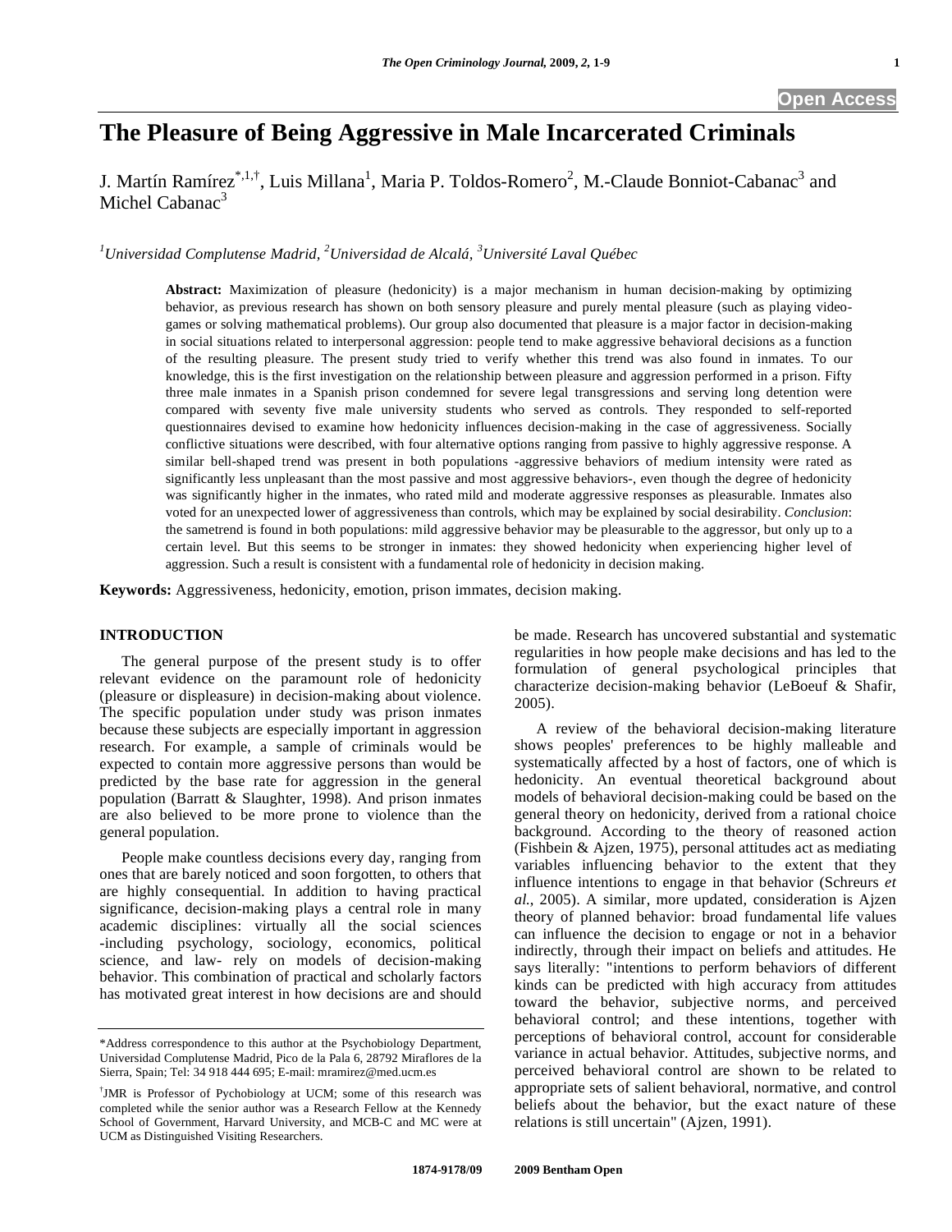# The Pleasure of Being Aggressive in Male Incarcerated Criminals

J. Martín Ramírez[*,1,†], Luis Millana[1], Maria P. Toldos-Romero[2], M.-Claude Bonniot-Cabanac[3] and Michel Cabanac[3]

[1]*Universidad Complutense Madrid,* [2]*Universidad de Alcalá,* [3]*Université Laval Québec*

**Abstract:** Maximization of pleasure (hedonicity) is a major mechanism in human decision-making by optimizing behavior, as previous research has shown on both sensory pleasure and purely mental pleasure (such as playing video-games or solving mathematical problems). Our group also documented that pleasure is a major factor in decision-making in social situations related to interpersonal aggression: people tend to make aggressive behavioral decisions as a function of the resulting pleasure. The present study tried to verify whether this trend was also found in inmates. To our knowledge, this is the first investigation on the relationship between pleasure and aggression performed in a prison. Fifty three male inmates in a Spanish prison condemned for severe legal transgressions and serving long detention were compared with seventy five male university students who served as controls. They responded to self-reported questionnaires devised to examine how hedonicity influences decision-making in the case of aggressiveness. Socially conflictive situations were described, with four alternative options ranging from passive to highly aggressive response. A similar bell-shaped trend was present in both populations -aggressive behaviors of medium intensity were rated as significantly less unpleasant than the most passive and most aggressive behaviors-, even though the degree of hedonicity was significantly higher in the inmates, who rated mild and moderate aggressive responses as pleasurable. Inmates also voted for an unexpected lower of aggressiveness than controls, which may be explained by social desirability. *Conclusion*: the sametrend is found in both populations: mild aggressive behavior may be pleasurable to the aggressor, but only up to a certain level. But this seems to be stronger in inmates: they showed hedonicity when experiencing higher level of aggression. Such a result is consistent with a fundamental role of hedonicity in decision making.

**Keywords:** Aggressiveness, hedonicity, emotion, prison immates, decision making.

## INTRODUCTION

The general purpose of the present study is to offer relevant evidence on the paramount role of hedonicity (pleasure or displeasure) in decision-making about violence. The specific population under study was prison inmates because these subjects are especially important in aggression research. For example, a sample of criminals would be expected to contain more aggressive persons than would be predicted by the base rate for aggression in the general population (Barratt & Slaughter, 1998). And prison inmates are also believed to be more prone to violence than the general population.

People make countless decisions every day, ranging from ones that are barely noticed and soon forgotten, to others that are highly consequential. In addition to having practical significance, decision-making plays a central role in many academic disciplines: virtually all the social sciences -including psychology, sociology, economics, political science, and law- rely on models of decision-making behavior. This combination of practical and scholarly factors has motivated great interest in how decisions are and should be made. Research has uncovered substantial and systematic regularities in how people make decisions and has led to the formulation of general psychological principles that characterize decision-making behavior (LeBoeuf & Shafir, 2005).

A review of the behavioral decision-making literature shows peoples' preferences to be highly malleable and systematically affected by a host of factors, one of which is hedonicity. An eventual theoretical background about models of behavioral decision-making could be based on the general theory on hedonicity, derived from a rational choice background. According to the theory of reasoned action (Fishbein & Ajzen, 1975), personal attitudes act as mediating variables influencing behavior to the extent that they influence intentions to engage in that behavior (Schreurs *et al.*, 2005). A similar, more updated, consideration is Ajzen theory of planned behavior: broad fundamental life values can influence the decision to engage or not in a behavior indirectly, through their impact on beliefs and attitudes. He says literally: "intentions to perform behaviors of different kinds can be predicted with high accuracy from attitudes toward the behavior, subjective norms, and perceived behavioral control; and these intentions, together with perceptions of behavioral control, account for considerable variance in actual behavior. Attitudes, subjective norms, and perceived behavioral control are shown to be related to appropriate sets of salient behavioral, normative, and control beliefs about the behavior, but the exact nature of these relations is still uncertain" (Ajzen, 1991).

---

*Address correspondence to this author at the Psychobiology Department, Universidad Complutense Madrid, Pico de la Pala 6, 28792 Miraflores de la Sierra, Spain; Tel: 34 918 444 695; E-mail: mramirez@med.ucm.es

†JMR is Professor of Pychobiology at UCM; some of this research was completed while the senior author was a Research Fellow at the Kennedy School of Government, Harvard University, and MCB-C and MC were at UCM as Distinguished Visiting Researchers.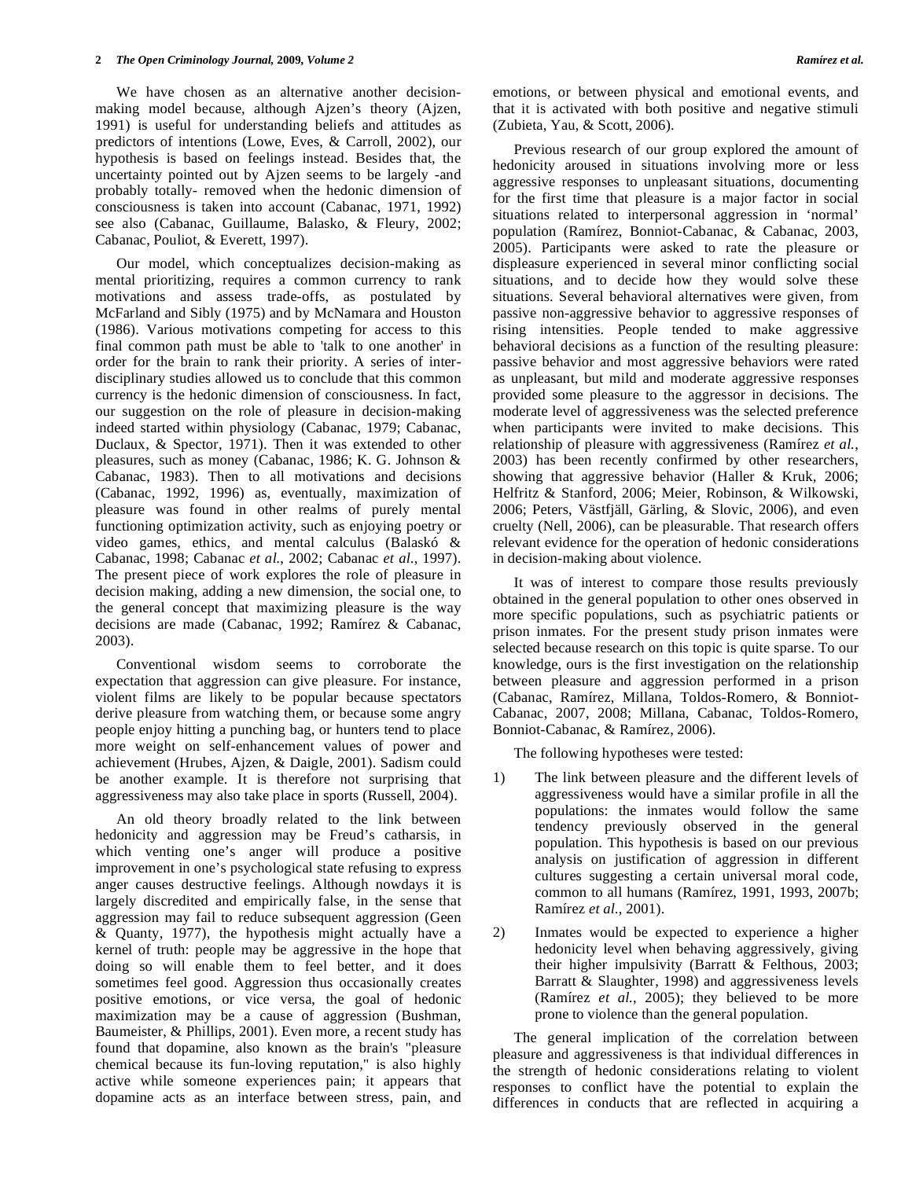We have chosen as an alternative another decision-making model because, although Ajzen's theory (Ajzen, 1991) is useful for understanding beliefs and attitudes as predictors of intentions (Lowe, Eves, & Carroll, 2002), our hypothesis is based on feelings instead. Besides that, the uncertainty pointed out by Ajzen seems to be largely -and probably totally- removed when the hedonic dimension of consciousness is taken into account (Cabanac, 1971, 1992) see also (Cabanac, Guillaume, Balasko, & Fleury, 2002; Cabanac, Pouliot, & Everett, 1997).

Our model, which conceptualizes decision-making as mental prioritizing, requires a common currency to rank motivations and assess trade-offs, as postulated by McFarland and Sibly (1975) and by McNamara and Houston (1986). Various motivations competing for access to this final common path must be able to 'talk to one another' in order for the brain to rank their priority. A series of inter-disciplinary studies allowed us to conclude that this common currency is the hedonic dimension of consciousness. In fact, our suggestion on the role of pleasure in decision-making indeed started within physiology (Cabanac, 1979; Cabanac, Duclaux, & Spector, 1971). Then it was extended to other pleasures, such as money (Cabanac, 1986; K. G. Johnson & Cabanac, 1983). Then to all motivations and decisions (Cabanac, 1992, 1996) as, eventually, maximization of pleasure was found in other realms of purely mental functioning optimization activity, such as enjoying poetry or video games, ethics, and mental calculus (Balaskó & Cabanac, 1998; Cabanac *et al.*, 2002; Cabanac *et al.*, 1997). The present piece of work explores the role of pleasure in decision making, adding a new dimension, the social one, to the general concept that maximizing pleasure is the way decisions are made (Cabanac, 1992; Ramírez & Cabanac, 2003).

Conventional wisdom seems to corroborate the expectation that aggression can give pleasure. For instance, violent films are likely to be popular because spectators derive pleasure from watching them, or because some angry people enjoy hitting a punching bag, or hunters tend to place more weight on self-enhancement values of power and achievement (Hrubes, Ajzen, & Daigle, 2001). Sadism could be another example. It is therefore not surprising that aggressiveness may also take place in sports (Russell, 2004).

An old theory broadly related to the link between hedonicity and aggression may be Freud's catharsis, in which venting one's anger will produce a positive improvement in one's psychological state refusing to express anger causes destructive feelings. Although nowdays it is largely discredited and empirically false, in the sense that aggression may fail to reduce subsequent aggression (Geen & Quanty, 1977), the hypothesis might actually have a kernel of truth: people may be aggressive in the hope that doing so will enable them to feel better, and it does sometimes feel good. Aggression thus occasionally creates positive emotions, or vice versa, the goal of hedonic maximization may be a cause of aggression (Bushman, Baumeister, & Phillips, 2001). Even more, a recent study has found that dopamine, also known as the brain's "pleasure chemical because its fun-loving reputation," is also highly active while someone experiences pain; it appears that dopamine acts as an interface between stress, pain, and emotions, or between physical and emotional events, and that it is activated with both positive and negative stimuli (Zubieta, Yau, & Scott, 2006).

Previous research of our group explored the amount of hedonicity aroused in situations involving more or less aggressive responses to unpleasant situations, documenting for the first time that pleasure is a major factor in social situations related to interpersonal aggression in 'normal' population (Ramírez, Bonniot-Cabanac, & Cabanac, 2003, 2005). Participants were asked to rate the pleasure or displeasure experienced in several minor conflicting social situations, and to decide how they would solve these situations. Several behavioral alternatives were given, from passive non-aggressive behavior to aggressive responses of rising intensities. People tended to make aggressive behavioral decisions as a function of the resulting pleasure: passive behavior and most aggressive behaviors were rated as unpleasant, but mild and moderate aggressive responses provided some pleasure to the aggressor in decisions. The moderate level of aggressiveness was the selected preference when participants were invited to make decisions. This relationship of pleasure with aggressiveness (Ramírez *et al.*, 2003) has been recently confirmed by other researchers, showing that aggressive behavior (Haller & Kruk, 2006; Helfritz & Stanford, 2006; Meier, Robinson, & Wilkowski, 2006; Peters, Västfjäll, Gärling, & Slovic, 2006), and even cruelty (Nell, 2006), can be pleasurable. That research offers relevant evidence for the operation of hedonic considerations in decision-making about violence.

It was of interest to compare those results previously obtained in the general population to other ones observed in more specific populations, such as psychiatric patients or prison inmates. For the present study prison inmates were selected because research on this topic is quite sparse. To our knowledge, ours is the first investigation on the relationship between pleasure and aggression performed in a prison (Cabanac, Ramírez, Millana, Toldos-Romero, & Bonniot-Cabanac, 2007, 2008; Millana, Cabanac, Toldos-Romero, Bonniot-Cabanac, & Ramírez, 2006).

The following hypotheses were tested:

1) The link between pleasure and the different levels of aggressiveness would have a similar profile in all the populations: the inmates would follow the same tendency previously observed in the general population. This hypothesis is based on our previous analysis on justification of aggression in different cultures suggesting a certain universal moral code, common to all humans (Ramírez, 1991, 1993, 2007b; Ramírez *et al.*, 2001).

2) Inmates would be expected to experience a higher hedonicity level when behaving aggressively, giving their higher impulsivity (Barratt & Felthous, 2003; Barratt & Slaughter, 1998) and aggressiveness levels (Ramírez *et al.*, 2005); they believed to be more prone to violence than the general population.

The general implication of the correlation between pleasure and aggressiveness is that individual differences in the strength of hedonic considerations relating to violent responses to conflict have the potential to explain the differences in conducts that are reflected in acquiring a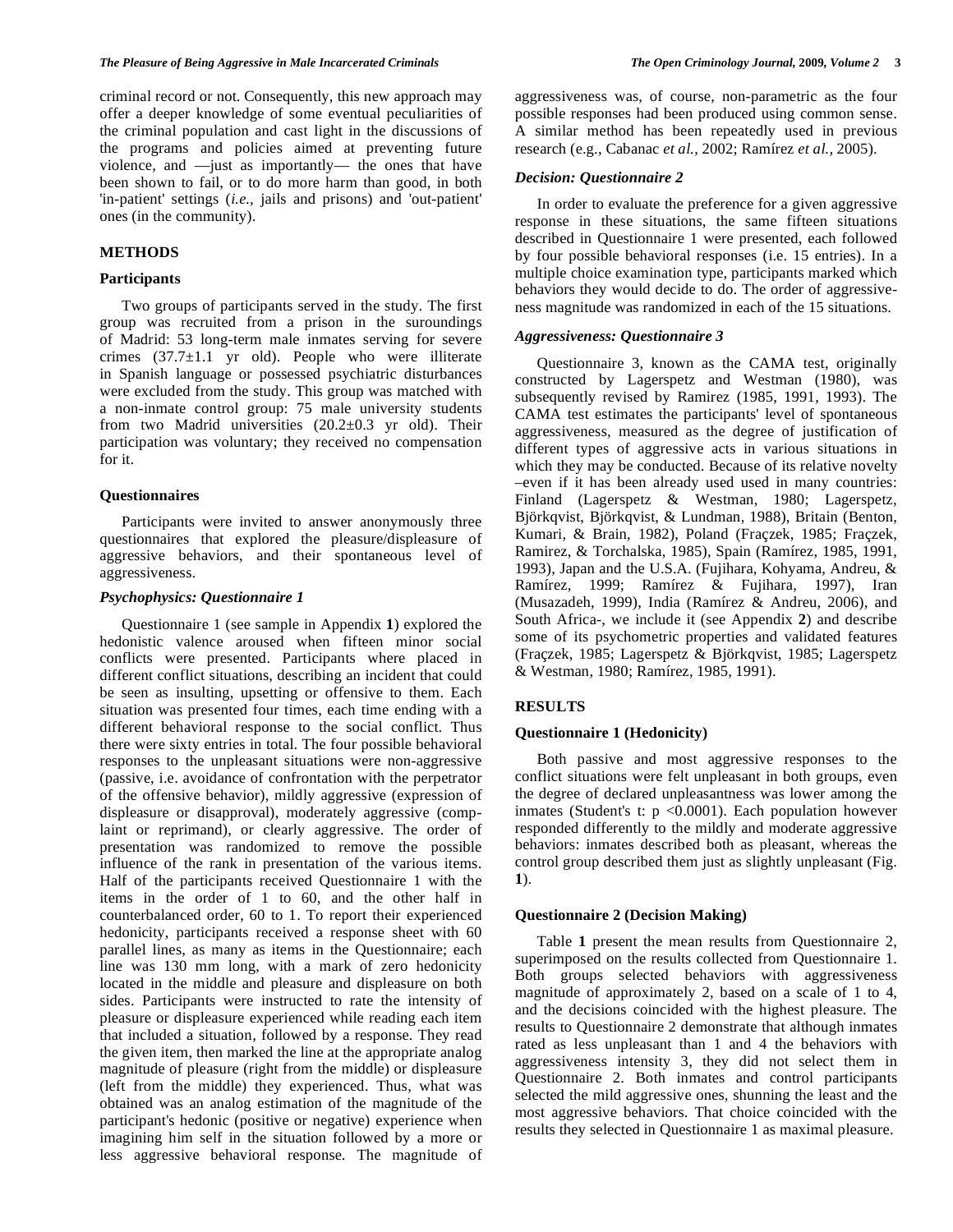criminal record or not. Consequently, this new approach may offer a deeper knowledge of some eventual peculiarities of the criminal population and cast light in the discussions of the programs and policies aimed at preventing future violence, and —just as importantly— the ones that have been shown to fail, or to do more harm than good, in both 'in-patient' settings (*i.e.,* jails and prisons) and 'out-patient' ones (in the community).

## METHODS

### Participants

Two groups of participants served in the study. The first group was recruited from a prison in the suroundings of Madrid: 53 long-term male inmates serving for severe crimes (37.7±1.1 yr old). People who were illiterate in Spanish language or possessed psychiatric disturbances were excluded from the study. This group was matched with a non-inmate control group: 75 male university students from two Madrid universities (20.2±0.3 yr old). Their participation was voluntary; they received no compensation for it.

### Questionnaires

Participants were invited to answer anonymously three questionnaires that explored the pleasure/displeasure of aggressive behaviors, and their spontaneous level of aggressiveness.

#### *Psychophysics: Questionnaire 1*

Questionnaire 1 (see sample in Appendix **1**) explored the hedonistic valence aroused when fifteen minor social conflicts were presented. Participants where placed in different conflict situations, describing an incident that could be seen as insulting, upsetting or offensive to them. Each situation was presented four times, each time ending with a different behavioral response to the social conflict. Thus there were sixty entries in total. The four possible behavioral responses to the unpleasant situations were non-aggressive (passive, i.e. avoidance of confrontation with the perpetrator of the offensive behavior), mildly aggressive (expression of displeasure or disapproval), moderately aggressive (complaint or reprimand), or clearly aggressive. The order of presentation was randomized to remove the possible influence of the rank in presentation of the various items. Half of the participants received Questionnaire 1 with the items in the order of 1 to 60, and the other half in counterbalanced order, 60 to 1. To report their experienced hedonicity, participants received a response sheet with 60 parallel lines, as many as items in the Questionnaire; each line was 130 mm long, with a mark of zero hedonicity located in the middle and pleasure and displeasure on both sides. Participants were instructed to rate the intensity of pleasure or displeasure experienced while reading each item that included a situation, followed by a response. They read the given item, then marked the line at the appropriate analog magnitude of pleasure (right from the middle) or displeasure (left from the middle) they experienced. Thus, what was obtained was an analog estimation of the magnitude of the participant's hedonic (positive or negative) experience when imagining him self in the situation followed by a more or less aggressive behavioral response. The magnitude of aggressiveness was, of course, non-parametric as the four possible responses had been produced using common sense. A similar method has been repeatedly used in previous research (e.g., Cabanac *et al.*, 2002; Ramírez *et al.*, 2005).

#### *Decision: Questionnaire 2*

In order to evaluate the preference for a given aggressive response in these situations, the same fifteen situations described in Questionnaire 1 were presented, each followed by four possible behavioral responses (i.e. 15 entries). In a multiple choice examination type, participants marked which behaviors they would decide to do. The order of aggressiveness magnitude was randomized in each of the 15 situations.

#### *Aggressiveness: Questionnaire 3*

Questionnaire 3, known as the CAMA test, originally constructed by Lagerspetz and Westman (1980), was subsequently revised by Ramirez (1985, 1991, 1993). The CAMA test estimates the participants' level of spontaneous aggressiveness, measured as the degree of justification of different types of aggressive acts in various situations in which they may be conducted. Because of its relative novelty –even if it has been already used used in many countries: Finland (Lagerspetz & Westman, 1980; Lagerspetz, Björkqvist, Björkqvist, & Lundman, 1988), Britain (Benton, Kumari, & Brain, 1982), Poland (Fraçzek, 1985; Fraçzek, Ramirez, & Torchalska, 1985), Spain (Ramírez, 1985, 1991, 1993), Japan and the U.S.A. (Fujihara, Kohyama, Andreu, & Ramírez, 1999; Ramírez & Fujihara, 1997), Iran (Musazadeh, 1999), India (Ramírez & Andreu, 2006), and South Africa-, we include it (see Appendix **2**) and describe some of its psychometric properties and validated features (Fraçzek, 1985; Lagerspetz & Björkqvist, 1985; Lagerspetz & Westman, 1980; Ramírez, 1985, 1991).

## RESULTS

### Questionnaire 1 (Hedonicity)

Both passive and most aggressive responses to the conflict situations were felt unpleasant in both groups, even the degree of declared unpleasantness was lower among the inmates (Student's t: $p < 0.0001$). Each population however responded differently to the mildly and moderate aggressive behaviors: inmates described both as pleasant, whereas the control group described them just as slightly unpleasant (Fig. **1**).

### Questionnaire 2 (Decision Making)

Table **1** present the mean results from Questionnaire 2, superimposed on the results collected from Questionnaire 1. Both groups selected behaviors with aggressiveness magnitude of approximately 2, based on a scale of 1 to 4, and the decisions coincided with the highest pleasure. The results to Questionnaire 2 demonstrate that although inmates rated as less unpleasant than 1 and 4 the behaviors with aggressiveness intensity 3, they did not select them in Questionnaire 2. Both inmates and control participants selected the mild aggressive ones, shunning the least and the most aggressive behaviors. That choice coincided with the results they selected in Questionnaire 1 as maximal pleasure.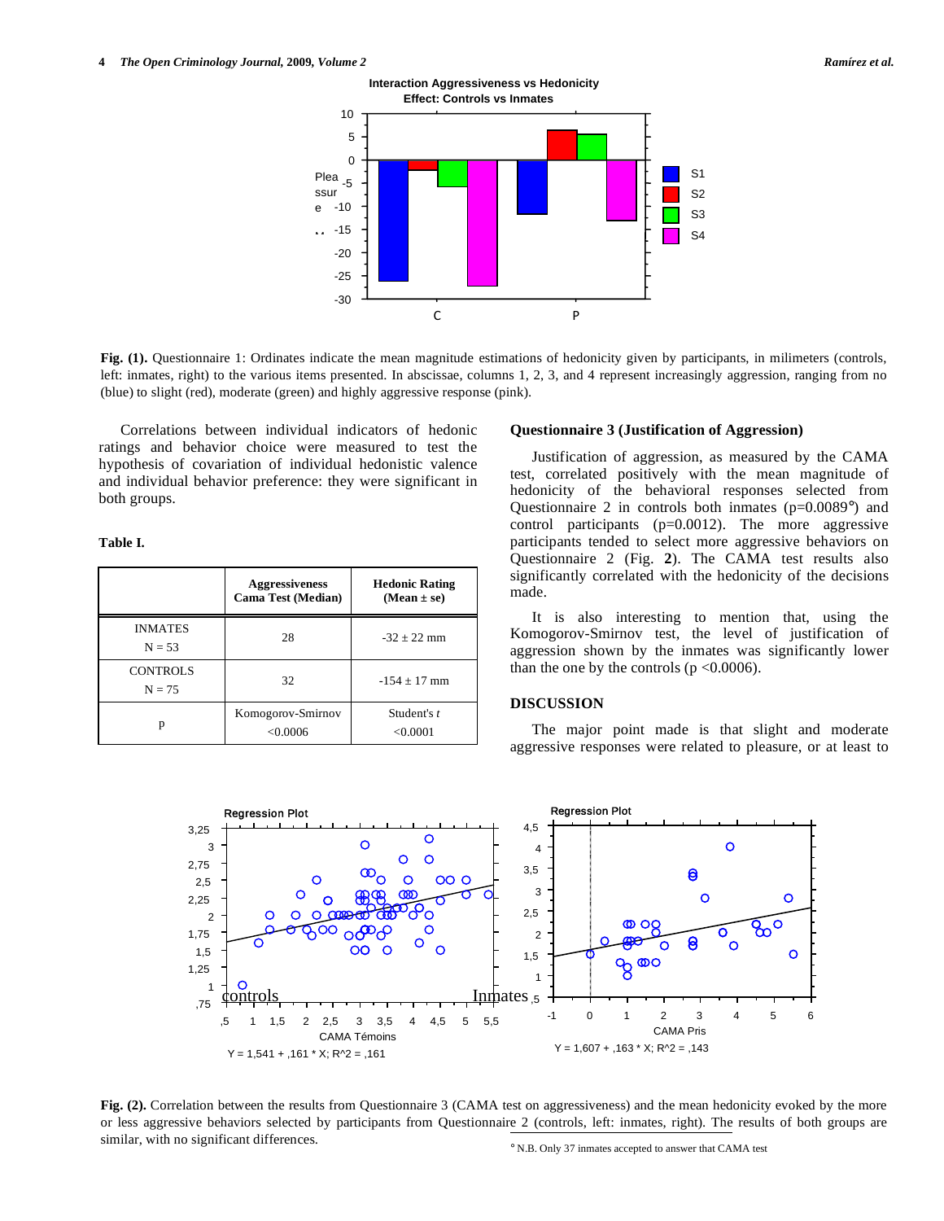**Fig. (1).** Questionnaire 1: Ordinates indicate the mean magnitude estimations of hedonicity given by participants, in milimeters (controls, left: inmates, right) to the various items presented. In abscissae, columns 1, 2, 3, and 4 represent increasingly aggression, ranging from no (blue) to slight (red), moderate (green) and highly aggressive response (pink).

Correlations between individual indicators of hedonic ratings and behavior choice were measured to test the hypothesis of covariation of individual hedonistic valence and individual behavior preference: they were significant in both groups.

**Table I.**

| | Aggressiveness Cama Test (Median) | Hedonic Rating (Mean ± se) |
|---|---|---|
| INMATES N = 53 | 28 | -32 ± 22 mm |
| CONTROLS N = 75 | 32 | -154 ± 17 mm |
| p | Komogorov-Smirnov <0.0006 | Student's *t* <0.0001 |

### Questionnaire 3 (Justification of Aggression)

Justification of aggression, as measured by the CAMA test, correlated positively with the mean magnitude of hedonicity of the behavioral responses selected from Questionnaire 2 in controls both inmates (p=0.0089°) and control participants (p=0.0012). The more aggressive participants tended to select more aggressive behaviors on Questionnaire 2 (Fig. **2**). The CAMA test results also significantly correlated with the hedonicity of the decisions made.

It is also interesting to mention that, using the Komogorov-Smirnov test, the level of justification of aggression shown by the inmates was significantly lower than the one by the controls (p <0.0006).

## DISCUSSION

The major point made is that slight and moderate aggressive responses were related to pleasure, or at least to

**Fig. (2).** Correlation between the results from Questionnaire 3 (CAMA test on aggressiveness) and the mean hedonicity evoked by the more or less aggressive behaviors selected by participants from Questionnaire 2 (controls, left: inmates, right). The results of both groups are similar, with no significant differences.

° N.B. Only 37 inmates accepted to answer that CAMA test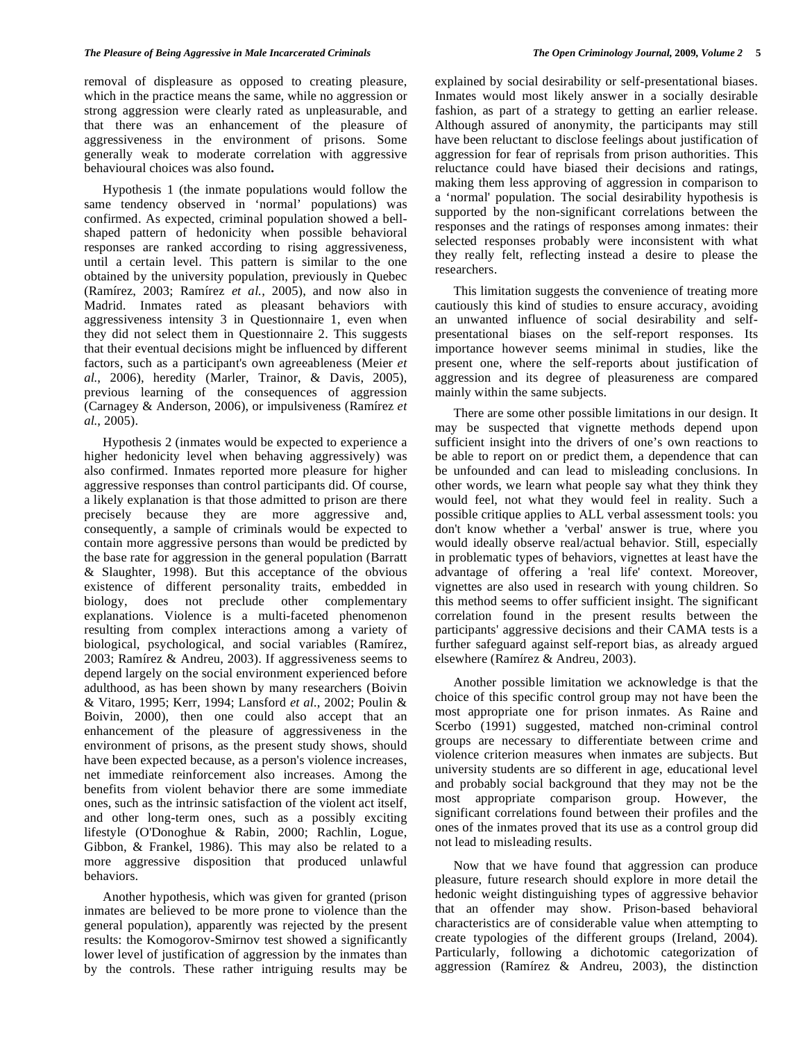removal of displeasure as opposed to creating pleasure, which in the practice means the same, while no aggression or strong aggression were clearly rated as unpleasurable, and that there was an enhancement of the pleasure of aggressiveness in the environment of prisons. Some generally weak to moderate correlation with aggressive behavioural choices was also found.

Hypothesis 1 (the inmate populations would follow the same tendency observed in 'normal' populations) was confirmed. As expected, criminal population showed a bell-shaped pattern of hedonicity when possible behavioral responses are ranked according to rising aggressiveness, until a certain level. This pattern is similar to the one obtained by the university population, previously in Quebec (Ramírez, 2003; Ramírez *et al.*, 2005), and now also in Madrid. Inmates rated as pleasant behaviors with aggressiveness intensity 3 in Questionnaire 1, even when they did not select them in Questionnaire 2. This suggests that their eventual decisions might be influenced by different factors, such as a participant's own agreeableness (Meier *et al.*, 2006), heredity (Marler, Trainor, & Davis, 2005), previous learning of the consequences of aggression (Carnagey & Anderson, 2006), or impulsiveness (Ramírez *et al.*, 2005).

Hypothesis 2 (inmates would be expected to experience a higher hedonicity level when behaving aggressively) was also confirmed. Inmates reported more pleasure for higher aggressive responses than control participants did. Of course, a likely explanation is that those admitted to prison are there precisely because they are more aggressive and, consequently, a sample of criminals would be expected to contain more aggressive persons than would be predicted by the base rate for aggression in the general population (Barratt & Slaughter, 1998). But this acceptance of the obvious existence of different personality traits, embedded in biology, does not preclude other complementary explanations. Violence is a multi-faceted phenomenon resulting from complex interactions among a variety of biological, psychological, and social variables (Ramírez, 2003; Ramírez & Andreu, 2003). If aggressiveness seems to depend largely on the social environment experienced before adulthood, as has been shown by many researchers (Boivin & Vitaro, 1995; Kerr, 1994; Lansford *et al.*, 2002; Poulin & Boivin, 2000), then one could also accept that an enhancement of the pleasure of aggressiveness in the environment of prisons, as the present study shows, should have been expected because, as a person's violence increases, net immediate reinforcement also increases. Among the benefits from violent behavior there are some immediate ones, such as the intrinsic satisfaction of the violent act itself, and other long-term ones, such as a possibly exciting lifestyle (O'Donoghue & Rabin, 2000; Rachlin, Logue, Gibbon, & Frankel, 1986). This may also be related to a more aggressive disposition that produced unlawful behaviors.

Another hypothesis, which was given for granted (prison inmates are believed to be more prone to violence than the general population), apparently was rejected by the present results: the Komogorov-Smirnov test showed a significantly lower level of justification of aggression by the inmates than by the controls. These rather intriguing results may be explained by social desirability or self-presentational biases. Inmates would most likely answer in a socially desirable fashion, as part of a strategy to getting an earlier release. Although assured of anonymity, the participants may still have been reluctant to disclose feelings about justification of aggression for fear of reprisals from prison authorities. This reluctance could have biased their decisions and ratings, making them less approving of aggression in comparison to a 'normal' population. The social desirability hypothesis is supported by the non-significant correlations between the responses and the ratings of responses among inmates: their selected responses probably were inconsistent with what they really felt, reflecting instead a desire to please the researchers.

This limitation suggests the convenience of treating more cautiously this kind of studies to ensure accuracy, avoiding an unwanted influence of social desirability and self-presentational biases on the self-report responses. Its importance however seems minimal in studies, like the present one, where the self-reports about justification of aggression and its degree of pleasureness are compared mainly within the same subjects.

There are some other possible limitations in our design. It may be suspected that vignette methods depend upon sufficient insight into the drivers of one's own reactions to be able to report on or predict them, a dependence that can be unfounded and can lead to misleading conclusions. In other words, we learn what people say what they think they would feel, not what they would feel in reality. Such a possible critique applies to ALL verbal assessment tools: you don't know whether a 'verbal' answer is true, where you would ideally observe real/actual behavior. Still, especially in problematic types of behaviors, vignettes at least have the advantage of offering a 'real life' context. Moreover, vignettes are also used in research with young children. So this method seems to offer sufficient insight. The significant correlation found in the present results between the participants' aggressive decisions and their CAMA tests is a further safeguard against self-report bias, as already argued elsewhere (Ramírez & Andreu, 2003).

Another possible limitation we acknowledge is that the choice of this specific control group may not have been the most appropriate one for prison inmates. As Raine and Scerbo (1991) suggested, matched non-criminal control groups are necessary to differentiate between crime and violence criterion measures when inmates are subjects. But university students are so different in age, educational level and probably social background that they may not be the most appropriate comparison group. However, the significant correlations found between their profiles and the ones of the inmates proved that its use as a control group did not lead to misleading results.

Now that we have found that aggression can produce pleasure, future research should explore in more detail the hedonic weight distinguishing types of aggressive behavior that an offender may show. Prison-based behavioral characteristics are of considerable value when attempting to create typologies of the different groups (Ireland, 2004). Particularly, following a dichotomic categorization of aggression (Ramírez & Andreu, 2003), the distinction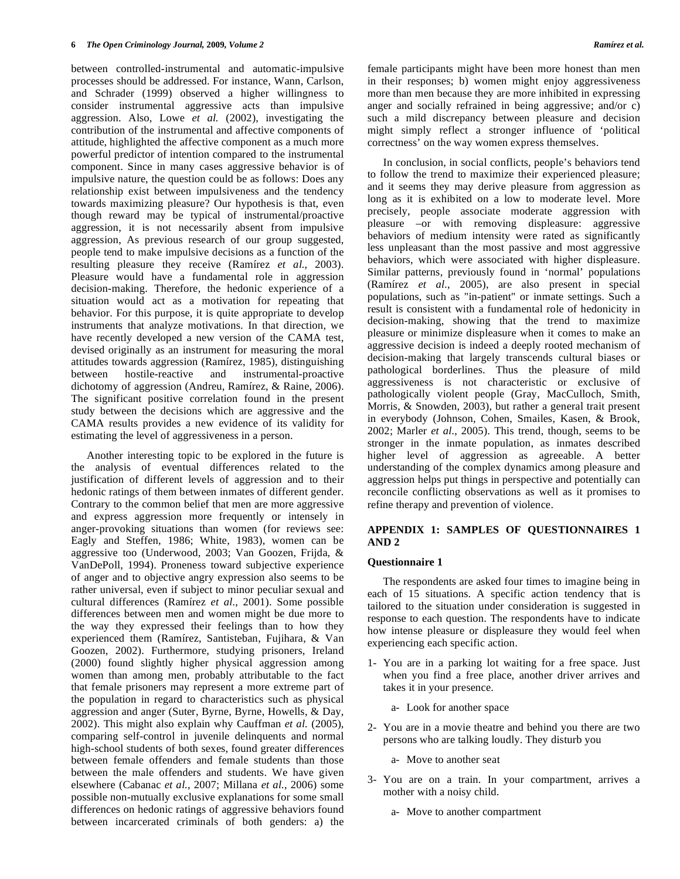between controlled-instrumental and automatic-impulsive processes should be addressed. For instance, Wann, Carlson, and Schrader (1999) observed a higher willingness to consider instrumental aggressive acts than impulsive aggression. Also, Lowe *et al.* (2002), investigating the contribution of the instrumental and affective components of attitude, highlighted the affective component as a much more powerful predictor of intention compared to the instrumental component. Since in many cases aggressive behavior is of impulsive nature, the question could be as follows: Does any relationship exist between impulsiveness and the tendency towards maximizing pleasure? Our hypothesis is that, even though reward may be typical of instrumental/proactive aggression, it is not necessarily absent from impulsive aggression, As previous research of our group suggested, people tend to make impulsive decisions as a function of the resulting pleasure they receive (Ramírez *et al.*, 2003). Pleasure would have a fundamental role in aggression decision-making. Therefore, the hedonic experience of a situation would act as a motivation for repeating that behavior. For this purpose, it is quite appropriate to develop instruments that analyze motivations. In that direction, we have recently developed a new version of the CAMA test, devised originally as an instrument for measuring the moral attitudes towards aggression (Ramírez, 1985), distinguishing between hostile-reactive and instrumental-proactive dichotomy of aggression (Andreu, Ramírez, & Raine, 2006). The significant positive correlation found in the present study between the decisions which are aggressive and the CAMA results provides a new evidence of its validity for estimating the level of aggressiveness in a person.

Another interesting topic to be explored in the future is the analysis of eventual differences related to the justification of different levels of aggression and to their hedonic ratings of them between inmates of different gender. Contrary to the common belief that men are more aggressive and express aggression more frequently or intensely in anger-provoking situations than women (for reviews see: Eagly and Steffen, 1986; White, 1983), women can be aggressive too (Underwood, 2003; Van Goozen, Frijda, & VanDePoll, 1994). Proneness toward subjective experience of anger and to objective angry expression also seems to be rather universal, even if subject to minor peculiar sexual and cultural differences (Ramírez *et al.*, 2001). Some possible differences between men and women might be due more to the way they expressed their feelings than to how they experienced them (Ramírez, Santisteban, Fujihara, & Van Goozen, 2002). Furthermore, studying prisoners, Ireland (2000) found slightly higher physical aggression among women than among men, probably attributable to the fact that female prisoners may represent a more extreme part of the population in regard to characteristics such as physical aggression and anger (Suter, Byrne, Byrne, Howells, & Day, 2002). This might also explain why Cauffman *et al.* (2005), comparing self-control in juvenile delinquents and normal high-school students of both sexes, found greater differences between female offenders and female students than those between the male offenders and students. We have given elsewhere (Cabanac *et al.*, 2007; Millana *et al.*, 2006) some possible non-mutually exclusive explanations for some small differences on hedonic ratings of aggressive behaviors found between incarcerated criminals of both genders: a) the female participants might have been more honest than men in their responses; b) women might enjoy aggressiveness more than men because they are more inhibited in expressing anger and socially refrained in being aggressive; and/or c) such a mild discrepancy between pleasure and decision might simply reflect a stronger influence of 'political correctness' on the way women express themselves.

In conclusion, in social conflicts, people's behaviors tend to follow the trend to maximize their experienced pleasure; and it seems they may derive pleasure from aggression as long as it is exhibited on a low to moderate level. More precisely, people associate moderate aggression with pleasure –or with removing displeasure: aggressive behaviors of medium intensity were rated as significantly less unpleasant than the most passive and most aggressive behaviors, which were associated with higher displeasure. Similar patterns, previously found in 'normal' populations (Ramírez *et al.*, 2005), are also present in special populations, such as "in-patient" or inmate settings. Such a result is consistent with a fundamental role of hedonicity in decision-making, showing that the trend to maximize pleasure or minimize displeasure when it comes to make an aggressive decision is indeed a deeply rooted mechanism of decision-making that largely transcends cultural biases or pathological borderlines. Thus the pleasure of mild aggressiveness is not characteristic or exclusive of pathologically violent people (Gray, MacCulloch, Smith, Morris, & Snowden, 2003), but rather a general trait present in everybody (Johnson, Cohen, Smailes, Kasen, & Brook, 2002; Marler *et al.*, 2005). This trend, though, seems to be stronger in the inmate population, as inmates described higher level of aggression as agreeable. A better understanding of the complex dynamics among pleasure and aggression helps put things in perspective and potentially can reconcile conflicting observations as well as it promises to refine therapy and prevention of violence.

## APPENDIX 1: SAMPLES OF QUESTIONNAIRES 1 AND 2

### Questionnaire 1

The respondents are asked four times to imagine being in each of 15 situations. A specific action tendency that is tailored to the situation under consideration is suggested in response to each question. The respondents have to indicate how intense pleasure or displeasure they would feel when experiencing each specific action.

1- You are in a parking lot waiting for a free space. Just when you find a free place, another driver arrives and takes it in your presence.

   a- Look for another space

2- You are in a movie theatre and behind you there are two persons who are talking loudly. They disturb you

   a- Move to another seat

3- You are on a train. In your compartment, arrives a mother with a noisy child.

   a- Move to another compartment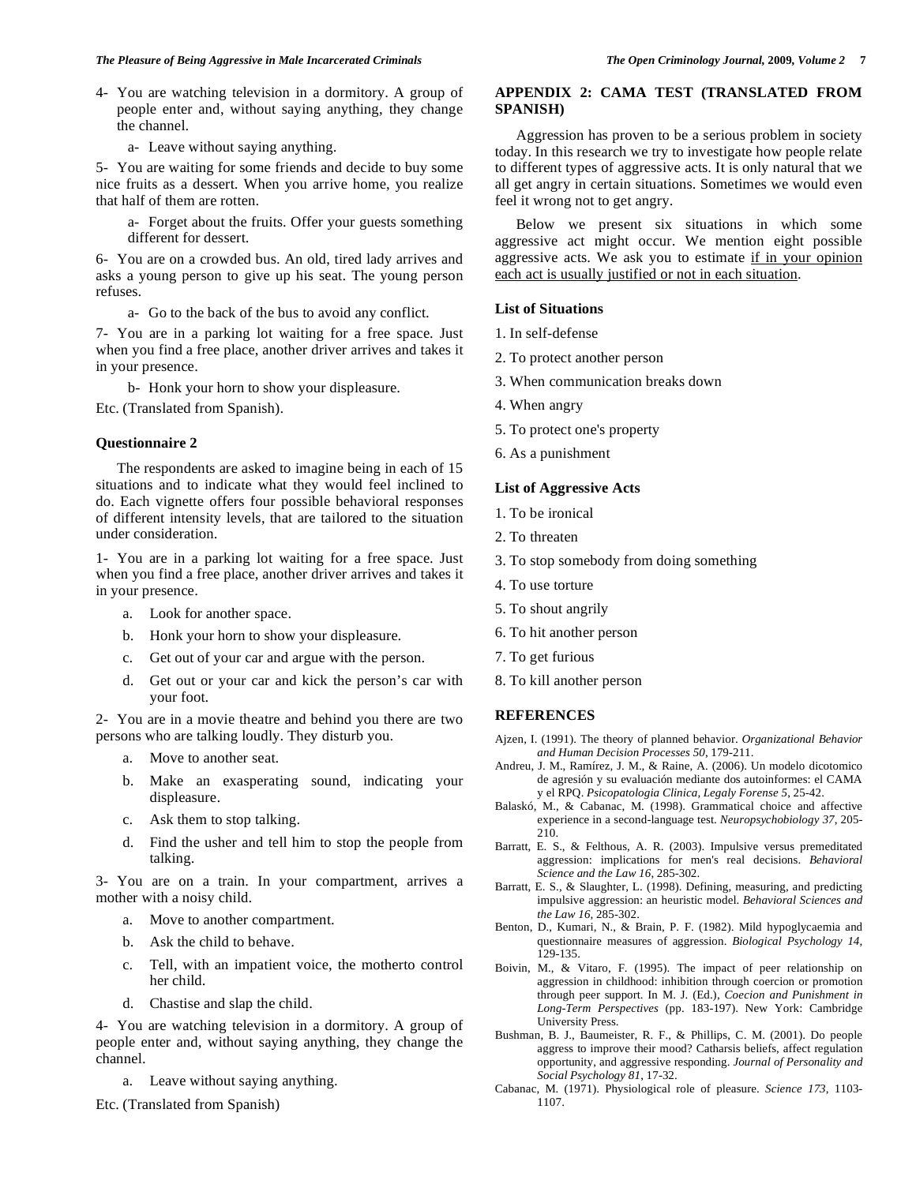4- You are watching television in a dormitory. A group of people enter and, without saying anything, they change the channel.

a- Leave without saying anything.

5- You are waiting for some friends and decide to buy some nice fruits as a dessert. When you arrive home, you realize that half of them are rotten.

a- Forget about the fruits. Offer your guests something different for dessert.

6- You are on a crowded bus. An old, tired lady arrives and asks a young person to give up his seat. The young person refuses.

a- Go to the back of the bus to avoid any conflict.

7- You are in a parking lot waiting for a free space. Just when you find a free place, another driver arrives and takes it in your presence.

b- Honk your horn to show your displeasure.

Etc. (Translated from Spanish).

### Questionnaire 2

The respondents are asked to imagine being in each of 15 situations and to indicate what they would feel inclined to do. Each vignette offers four possible behavioral responses of different intensity levels, that are tailored to the situation under consideration.

1- You are in a parking lot waiting for a free space. Just when you find a free place, another driver arrives and takes it in your presence.

a. Look for another space.
b. Honk your horn to show your displeasure.
c. Get out of your car and argue with the person.
d. Get out or your car and kick the person's car with your foot.

2- You are in a movie theatre and behind you there are two persons who are talking loudly. They disturb you.

a. Move to another seat.
b. Make an exasperating sound, indicating your displeasure.
c. Ask them to stop talking.
d. Find the usher and tell him to stop the people from talking.

3- You are on a train. In your compartment, arrives a mother with a noisy child.

a. Move to another compartment.
b. Ask the child to behave.
c. Tell, with an impatient voice, the motherto control her child.
d. Chastise and slap the child.

4- You are watching television in a dormitory. A group of people enter and, without saying anything, they change the channel.

a. Leave without saying anything.

Etc. (Translated from Spanish)

## APPENDIX 2: CAMA TEST (TRANSLATED FROM SPANISH)

Aggression has proven to be a serious problem in society today. In this research we try to investigate how people relate to different types of aggressive acts. It is only natural that we all get angry in certain situations. Sometimes we would even feel it wrong not to get angry.

Below we present six situations in which some aggressive act might occur. We mention eight possible aggressive acts. We ask you to estimate <u>if in your opinion each act is usually justified or not in each situation</u>.

### List of Situations

1. In self-defense
2. To protect another person
3. When communication breaks down
4. When angry
5. To protect one's property
6. As a punishment

### List of Aggressive Acts

1. To be ironical
2. To threaten
3. To stop somebody from doing something
4. To use torture
5. To shout angrily
6. To hit another person
7. To get furious
8. To kill another person

## REFERENCES

Ajzen, I. (1991). The theory of planned behavior. *Organizational Behavior and Human Decision Processes 50*, 179-211.

Andreu, J. M., Ramírez, J. M., & Raine, A. (2006). Un modelo dicotomico de agresión y su evaluación mediante dos autoinformes: el CAMA y el RPQ. *Psicopatologia Clinica, Legaly Forense 5*, 25-42.

Balaskó, M., & Cabanac, M. (1998). Grammatical choice and affective experience in a second-language test. *Neuropsychobiology 37*, 205-210.

Barratt, E. S., & Felthous, A. R. (2003). Impulsive versus premeditated aggression: implications for men's real decisions. *Behavioral Science and the Law 16*, 285-302.

Barratt, E. S., & Slaughter, L. (1998). Defining, measuring, and predicting impulsive aggression: an heuristic model. *Behavioral Sciences and the Law 16*, 285-302.

Benton, D., Kumari, N., & Brain, P. F. (1982). Mild hypoglycaemia and questionnaire measures of aggression. *Biological Psychology 14*, 129-135.

Boivin, M., & Vitaro, F. (1995). The impact of peer relationship on aggression in childhood: inhibition through coercion or promotion through peer support. In M. J. (Ed.), *Coecion and Punishment in Long-Term Perspectives* (pp. 183-197). New York: Cambridge University Press.

Bushman, B. J., Baumeister, R. F., & Phillips, C. M. (2001). Do people aggress to improve their mood? Catharsis beliefs, affect regulation opportunity, and aggressive responding. *Journal of Personality and Social Psychology 81*, 17-32.

Cabanac, M. (1971). Physiological role of pleasure. *Science 173*, 1103-1107.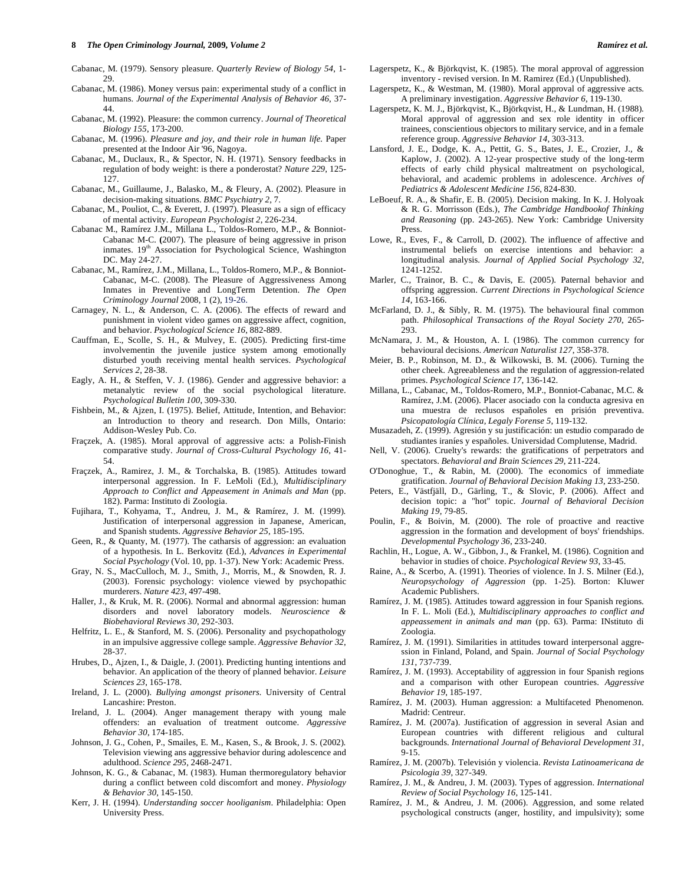Cabanac, M. (1979). Sensory pleasure. *Quarterly Review of Biology 54*, 1-29.

Cabanac, M. (1986). Money versus pain: experimental study of a conflict in humans. *Journal of the Experimental Analysis of Behavior 46*, 37-44.

Cabanac, M. (1992). Pleasure: the common currency. *Journal of Theoretical Biology 155*, 173-200.

Cabanac, M. (1996). *Pleasure and joy, and their role in human life.* Paper presented at the Indoor Air '96, Nagoya.

Cabanac, M., Duclaux, R., & Spector, N. H. (1971). Sensory feedbacks in regulation of body weight: is there a ponderostat? *Nature 229*, 125-127.

Cabanac, M., Guillaume, J., Balasko, M., & Fleury, A. (2002). Pleasure in decision-making situations. *BMC Psychiatry 2*, 7.

Cabanac, M., Pouliot, C., & Everett, J. (1997). Pleasure as a sign of efficacy of mental activity. *European Psychologist 2*, 226-234.

Cabanac M., Ramírez J.M., Millana L., Toldos-Romero, M.P., & Bonniot-Cabanac M-C. **(**2007). The pleasure of being aggressive in prison inmates. 19th Association for Psychological Science, Washington DC. May 24-27.

Cabanac, M., Ramírez, J.M., Millana, L., Toldos-Romero, M.P., & Bonniot-Cabanac, M-C. (2008). The Pleasure of Aggressiveness Among Inmates in Preventive and LongTerm Detention. *The Open Criminology Journal* 2008, 1 (2), 19-26.

Carnagey, N. L., & Anderson, C. A. (2006). The effects of reward and punishment in violent video games on aggressive affect, cognition, and behavior. *Psychological Science 16*, 882-889.

Cauffman, E., Scolle, S. H., & Mulvey, E. (2005). Predicting first-time involvementin the juvenile justice system among emotionally disturbed youth receiving mental health services. *Psychological Services 2*, 28-38.

Eagly, A. H., & Steffen, V. J. (1986). Gender and aggressive behavior: a metanalytic review of the social psychological literature. *Psychological Bulletin 100*, 309-330.

Fishbein, M., & Ajzen, I. (1975). Belief, Attitude, Intention, and Behavior: an Introduction to theory and research. Don Mills, Ontario: Addison-Wesley Pub. Co.

Fraçzek, A. (1985). Moral approval of aggressive acts: a Polish-Finish comparative study. *Journal of Cross-Cultural Psychology 16*, 41-54.

Fraçzek, A., Ramirez, J. M., & Torchalska, B. (1985). Attitudes toward interpersonal aggression. In F. LeMoli (Ed.), *Multidisciplinary Approach to Conflict and Appeasement in Animals and Man* (pp. 182). Parma: Instituto di Zoologia.

Fujihara, T., Kohyama, T., Andreu, J. M., & Ramírez, J. M. (1999). Justification of interpersonal aggression in Japanese, American, and Spanish students. *Aggressive Behavior 25*, 185-195.

Geen, R., & Quanty, M. (1977). The catharsis of aggression: an evaluation of a hypothesis. In L. Berkovitz (Ed.), *Advances in Experimental Social Psychology* (Vol. 10, pp. 1-37). New York: Academic Press.

Gray, N. S., MacCulloch, M. J., Smith, J., Morris, M., & Snowden, R. J. (2003). Forensic psychology: violence viewed by psychopathic murderers. *Nature 423*, 497-498.

Haller, J., & Kruk, M. R. (2006). Normal and abnormal aggression: human disorders and novel laboratory models. *Neuroscience & Biobehavioral Reviews 30*, 292-303.

Helfritz, L. E., & Stanford, M. S. (2006). Personality and psychopathology in an impulsive aggressive college sample. *Aggressive Behavior 32*, 28-37.

Hrubes, D., Ajzen, I., & Daigle, J. (2001). Predicting hunting intentions and behavior. An application of the theory of planned behavior. *Leisure Sciences 23*, 165-178.

Ireland, J. L. (2000). *Bullying amongst prisoners.* University of Central Lancashire: Preston.

Ireland, J. L. (2004). Anger management therapy with young male offenders: an evaluation of treatment outcome. *Aggressive Behavior 30*, 174-185.

Johnson, J. G., Cohen, P., Smailes, E. M., Kasen, S., & Brook, J. S. (2002). Television viewing ans aggressive behavior during adolescence and adulthood. *Science 295*, 2468-2471.

Johnson, K. G., & Cabanac, M. (1983). Human thermoregulatory behavior during a conflict between cold discomfort and money. *Physiology & Behavior 30*, 145-150.

Kerr, J. H. (1994). *Understanding soccer hooliganism*. Philadelphia: Open University Press.

Lagerspetz, K., & Björkqvist, K. (1985). The moral approval of aggression inventory - revised version. In M. Ramirez (Ed.) (Unpublished).

Lagerspetz, K., & Westman, M. (1980). Moral approval of aggressive acts. A preliminary investigation. *Aggressive Behavior 6*, 119-130.

Lagerspetz, K. M. J., Björkqvist, K., Björkqvist, H., & Lundman, H. (1988). Moral approval of aggression and sex role identity in officer trainees, conscientious objectors to military service, and in a female reference group. *Aggressive Behavior 14*, 303-313.

Lansford, J. E., Dodge, K. A., Pettit, G. S., Bates, J. E., Crozier, J., & Kaplow, J. (2002). A 12-year prospective study of the long-term effects of early child physical maltreatment on psychological, behavioral, and academic problems in adolescence. *Archives of Pediatrics & Adolescent Medicine 156*, 824-830.

LeBoeuf, R. A., & Shafir, E. B. (2005). Decision making. In K. J. Holyoak & R. G. Morrisson (Eds.), *The Cambridge Handbookof Thinking and Reasoning* (pp. 243-265). New York: Cambridge University Press.

Lowe, R., Eves, F., & Carroll, D. (2002). The influence of affective and instrumental beliefs on exercise intentions and behavior: a longitudinal analysis. *Journal of Applied Social Psychology 32*, 1241-1252.

Marler, C., Trainor, B. C., & Davis, E. (2005). Paternal behavior and offspring aggression. *Current Directions in Psychological Science 14*, 163-166.

McFarland, D. J., & Sibly, R. M. (1975). The behavioural final common path. *Philosophical Transactions of the Royal Society 270*, 265-293.

McNamara, J. M., & Houston, A. I. (1986). The common currency for behavioural decisions. *American Naturalist 127*, 358-378.

Meier, B. P., Robinson, M. D., & Wilkowski, B. M. (2006). Turning the other cheek. Agreeableness and the regulation of aggression-related primes. *Psychological Science 17*, 136-142.

Millana, L., Cabanac, M., Toldos-Romero, M.P., Bonniot-Cabanac, M.C. & Ramírez, J.M. (2006). Placer asociado con la conducta agresiva en una muestra de reclusos españoles en prisión preventiva. *Psicopatología Clínica, Legaly Forense 5*, 119-132.

Musazadeh, Z. (1999). Agresión y su justificación: un estudio comparado de studiantes iraníes y españoles. Universidad Complutense, Madrid.

Nell, V. (2006). Cruelty's rewards: the gratifications of perpetrators and spectators. *Behavioral and Brain Sciences 29*, 211-224.

O'Donoghue, T., & Rabin, M. (2000). The economics of immediate gratification. *Journal of Behavioral Decision Making 13*, 233-250.

Peters, E., Västfjäll, D., Gärling, T., & Slovic, P. (2006). Affect and decision topic: a "hot" topic. *Journal of Behavioral Decision Making 19*, 79-85.

Poulin, F., & Boivin, M. (2000). The role of proactive and reactive aggression in the formation and development of boys' friendships. *Developmental Psychology 36*, 233-240.

Rachlin, H., Logue, A. W., Gibbon, J., & Frankel, M. (1986). Cognition and behavior in studies of choice. *Psychological Review 93*, 33-45.

Raine, A., & Scerbo, A. (1991). Theories of violence. In J. S. Milner (Ed.), *Neuropsychology of Aggression* (pp. 1-25). Borton: Kluwer Academic Publishers.

Ramírez, J. M. (1985). Attitudes toward aggression in four Spanish regions. In F. L. Moli (Ed.), *Multidisciplinary approaches to conflict and appeassement in animals and man* (pp. 63). Parma: INstituto di Zoologia.

Ramírez, J. M. (1991). Similarities in attitudes toward interpersonal aggre-ssion in Finland, Poland, and Spain. *Journal of Social Psychology 131*, 737-739.

Ramírez, J. M. (1993). Acceptability of aggression in four Spanish regions and a comparison with other European countries. *Aggressive Behavior 19*, 185-197.

Ramírez, J. M. (2003). Human aggression: a Multifaceted Phenomenon. Madrid: Centreur.

Ramírez, J. M. (2007a). Justification of aggression in several Asian and European countries with different religious and cultural backgrounds. *International Journal of Behavioral Development 31*, 9-15.

Ramírez, J. M. (2007b). Televisión y violencia. *Revista Latinoamericana de Psicologia 39*, 327-349.

Ramírez, J. M., & Andreu, J. M. (2003). Types of aggression. *International Review of Social Psychology 16*, 125-141.

Ramírez, J. M., & Andreu, J. M. (2006). Aggression, and some related psychological constructs (anger, hostility, and impulsivity); some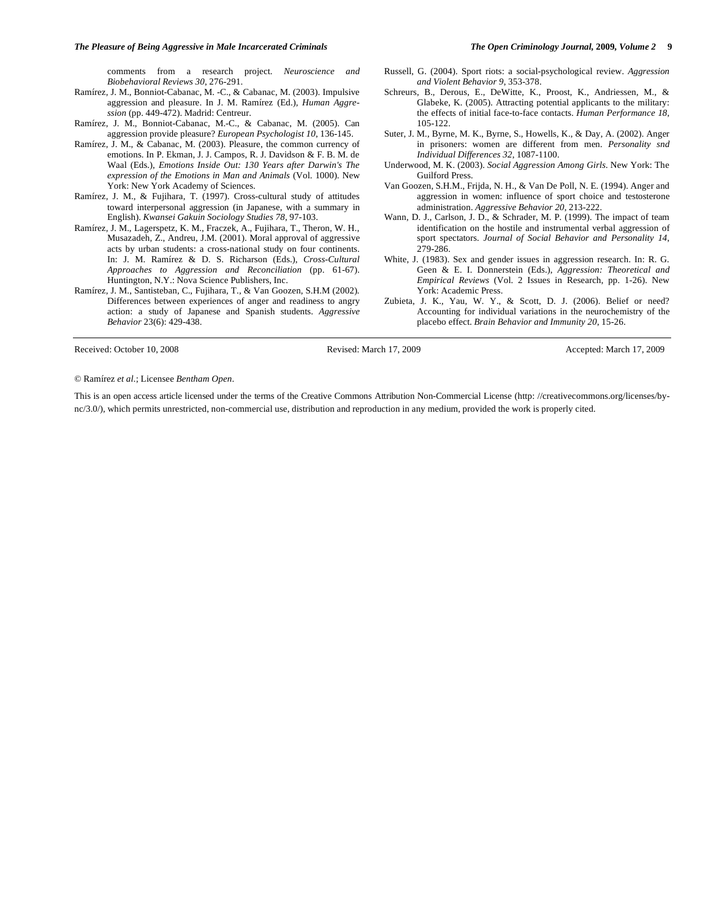comments from a research project. *Neuroscience and Biobehavioral Reviews 30*, 276-291.

Ramírez, J. M., Bonniot-Cabanac, M. -C., & Cabanac, M. (2003). Impulsive aggression and pleasure. In J. M. Ramírez (Ed.), *Human Aggression* (pp. 449-472). Madrid: Centreur.

Ramírez, J. M., Bonniot-Cabanac, M.-C., & Cabanac, M. (2005). Can aggression provide pleasure? *European Psychologist 10*, 136-145.

Ramírez, J. M., & Cabanac, M. (2003). Pleasure, the common currency of emotions. In P. Ekman, J. J. Campos, R. J. Davidson & F. B. M. de Waal (Eds.), *Emotions Inside Out: 130 Years after Darwin's The expression of the Emotions in Man and Animals* (Vol. 1000). New York: New York Academy of Sciences.

Ramírez, J. M., & Fujihara, T. (1997). Cross-cultural study of attitudes toward interpersonal aggression (in Japanese, with a summary in English). *Kwansei Gakuin Sociology Studies 78*, 97-103.

Ramírez, J. M., Lagerspetz, K. M., Fraczek, A., Fujihara, T., Theron, W. H., Musazadeh, Z., Andreu, J.M. (2001). Moral approval of aggressive acts by urban students: a cross-national study on four continents. In: J. M. Ramírez & D. S. Richarson (Eds.), *Cross-Cultural Approaches to Aggression and Reconciliation* (pp. 61-67). Huntington, N.Y.: Nova Science Publishers, Inc.

Ramírez, J. M., Santisteban, C., Fujihara, T., & Van Goozen, S.H.M (2002). Differences between experiences of anger and readiness to angry action: a study of Japanese and Spanish students. *Aggressive Behavior* 23(6): 429-438.

Russell, G. (2004). Sport riots: a social-psychological review. *Aggression and Violent Behavior 9*, 353-378.

Schreurs, B., Derous, E., DeWitte, K., Proost, K., Andriessen, M., & Glabeke, K. (2005). Attracting potential applicants to the military: the effects of initial face-to-face contacts. *Human Performance 18*, 105-122.

Suter, J. M., Byrne, M. K., Byrne, S., Howells, K., & Day, A. (2002). Anger in prisoners: women are different from men. *Personality snd Individual Differences 32*, 1087-1100.

Underwood, M. K. (2003). *Social Aggression Among Girls*. New York: The Guilford Press.

Van Goozen, S.H.M., Frijda, N. H., & Van De Poll, N. E. (1994). Anger and aggression in women: influence of sport choice and testosterone administration. *Aggressive Behavior 20*, 213-222.

Wann, D. J., Carlson, J. D., & Schrader, M. P. (1999). The impact of team identification on the hostile and instrumental verbal aggression of sport spectators. *Journal of Social Behavior and Personality 14*, 279-286.

White, J. (1983). Sex and gender issues in aggression research. In: R. G. Geen & E. I. Donnerstein (Eds.), *Aggression: Theoretical and Empirical Reviews* (Vol. 2 Issues in Research, pp. 1-26). New York: Academic Press.

Zubieta, J. K., Yau, W. Y., & Scott, D. J. (2006). Belief or need? Accounting for individual variations in the neurochemistry of the placebo effect. *Brain Behavior and Immunity 20*, 15-26.

Received: October 10, 2008 Revised: March 17, 2009 Accepted: March 17, 2009

© Ramírez *et al*.; Licensee *Bentham Open*.

This is an open access article licensed under the terms of the Creative Commons Attribution Non-Commercial License (http: //creativecommons.org/licenses/by-nc/3.0/), which permits unrestricted, non-commercial use, distribution and reproduction in any medium, provided the work is properly cited.